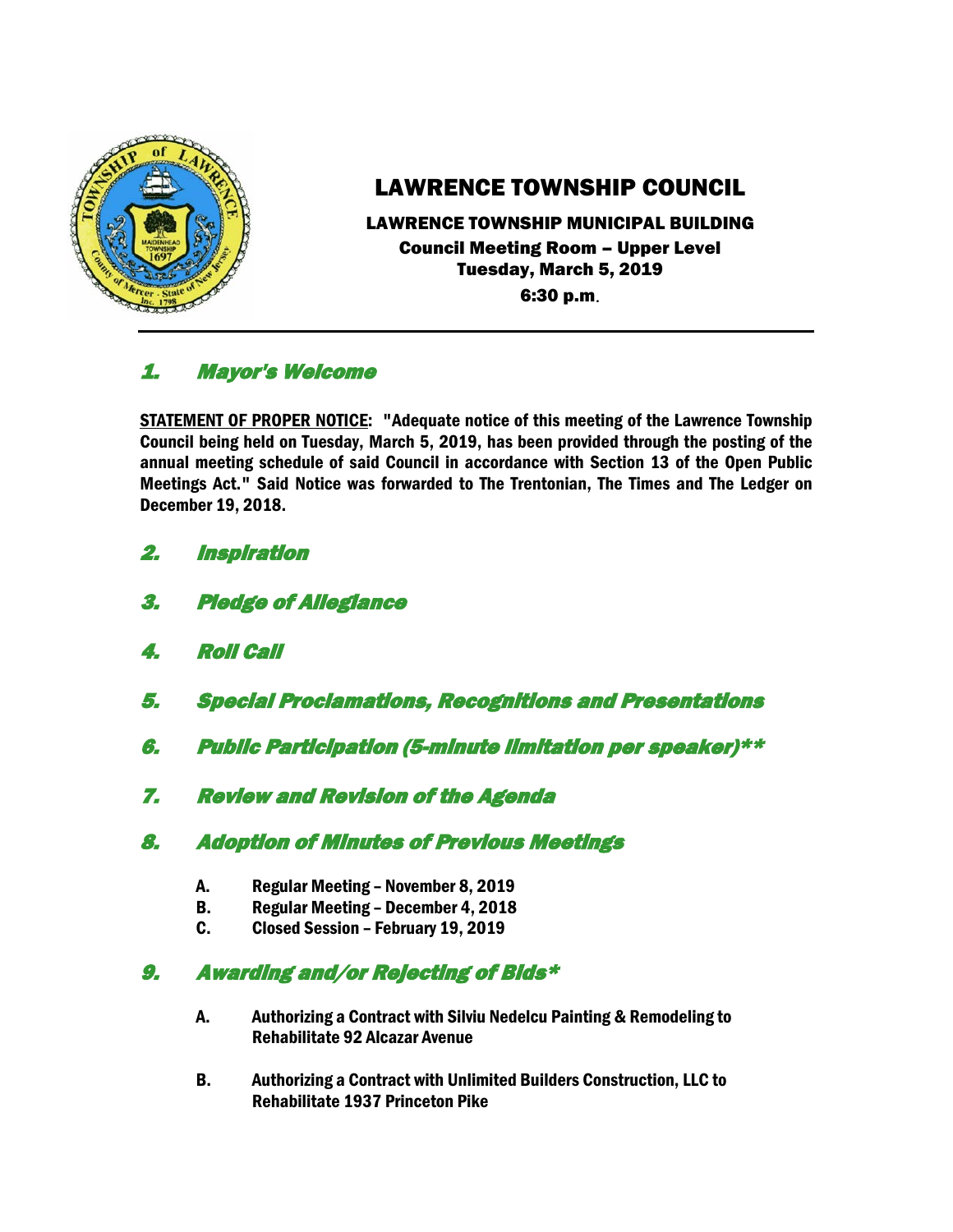# LAWRENCE TOWNSHIP COUNCIL

**LAWRENCE TOWNSHIP MUNICIPAL BUILDING**
**Council Meeting Room – Upper Level**
**Tuesday, March 5, 2019**
**6:30 p.m.**

## 1. Mayor's Welcome

**STATEMENT OF PROPER NOTICE: "Adequate notice of this meeting of the Lawrence Township Council being held on Tuesday, March 5, 2019, has been provided through the posting of the annual meeting schedule of said Council in accordance with Section 13 of the Open Public Meetings Act." Said Notice was forwarded to The Trentonian, The Times and The Ledger on December 19, 2018.**

## 2. Inspiration

## 3. Pledge of Allegiance

## 4. Roll Call

## 5. Special Proclamations, Recognitions and Presentations

## 6. Public Participation (5-minute limitation per speaker)**

## 7. Review and Revision of the Agenda

## 8. Adoption of Minutes of Previous Meetings

- **A. Regular Meeting – November 8, 2019**
- **B. Regular Meeting – December 4, 2018**
- **C. Closed Session – February 19, 2019**

## 9. Awarding and/or Rejecting of Bids*

- **A. Authorizing a Contract with Silviu Nedelcu Painting & Remodeling to Rehabilitate 92 Alcazar Avenue**
- **B. Authorizing a Contract with Unlimited Builders Construction, LLC to Rehabilitate 1937 Princeton Pike**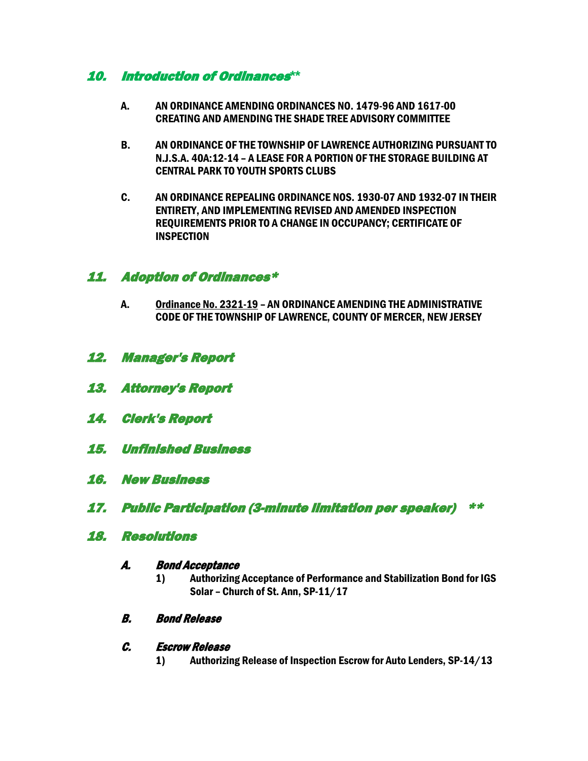## *10. Introduction of Ordinances***

**A. AN ORDINANCE AMENDING ORDINANCES NO. 1479-96 AND 1617-00 CREATING AND AMENDING THE SHADE TREE ADVISORY COMMITTEE**

**B. AN ORDINANCE OF THE TOWNSHIP OF LAWRENCE AUTHORIZING PURSUANT TO N.J.S.A. 40A:12-14 – A LEASE FOR A PORTION OF THE STORAGE BUILDING AT CENTRAL PARK TO YOUTH SPORTS CLUBS**

**C. AN ORDINANCE REPEALING ORDINANCE NOS. 1930-07 AND 1932-07 IN THEIR ENTIRETY, AND IMPLEMENTING REVISED AND AMENDED INSPECTION REQUIREMENTS PRIOR TO A CHANGE IN OCCUPANCY; CERTIFICATE OF INSPECTION**

## *11. Adoption of Ordinances**

**A. Ordinance No. 2321-19 – AN ORDINANCE AMENDING THE ADMINISTRATIVE CODE OF THE TOWNSHIP OF LAWRENCE, COUNTY OF MERCER, NEW JERSEY**

## *12. Manager's Report*

## *13. Attorney's Report*

## *14. Clerk's Report*

## *15. Unfinished Business*

## *16. New Business*

## *17. Public Participation (3-minute limitation per speaker) ***

## *18. Resolutions*

### *A. Bond Acceptance*

**1) Authorizing Acceptance of Performance and Stabilization Bond for IGS Solar – Church of St. Ann, SP-11/17**

### *B. Bond Release*

### *C. Escrow Release*

**1) Authorizing Release of Inspection Escrow for Auto Lenders, SP-14/13**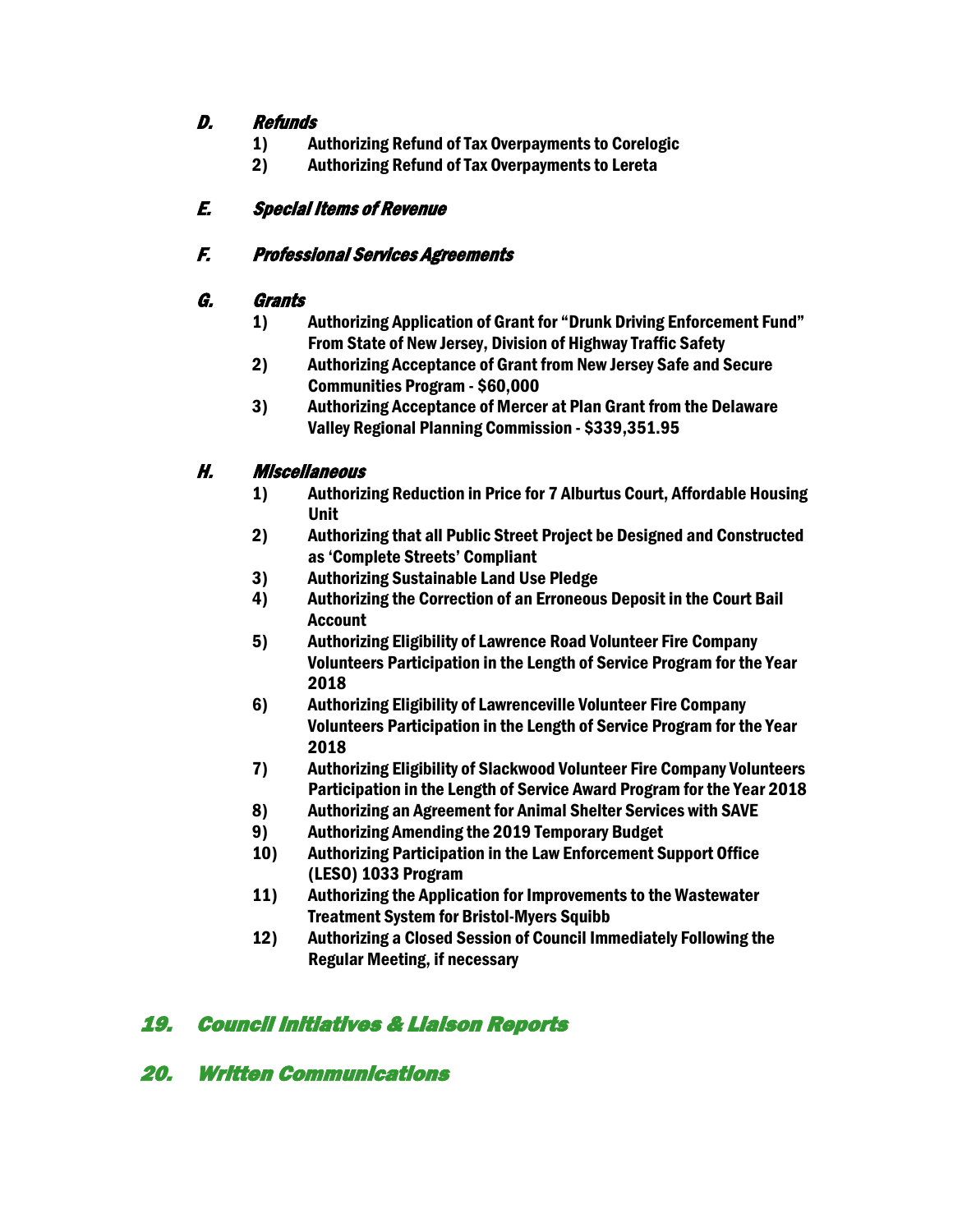### *D. Refunds*

1) **Authorizing Refund of Tax Overpayments to Corelogic**
2) **Authorizing Refund of Tax Overpayments to Lereta**

### *E. Special Items of Revenue*

### *F. Professional Services Agreements*

### *G. Grants*

1) **Authorizing Application of Grant for "Drunk Driving Enforcement Fund" From State of New Jersey, Division of Highway Traffic Safety**
2) **Authorizing Acceptance of Grant from New Jersey Safe and Secure Communities Program - $60,000**
3) **Authorizing Acceptance of Mercer at Plan Grant from the Delaware Valley Regional Planning Commission - $339,351.95**

### *H. Miscellaneous*

1) **Authorizing Reduction in Price for 7 Alburtus Court, Affordable Housing Unit**
2) **Authorizing that all Public Street Project be Designed and Constructed as 'Complete Streets' Compliant**
3) **Authorizing Sustainable Land Use Pledge**
4) **Authorizing the Correction of an Erroneous Deposit in the Court Bail Account**
5) **Authorizing Eligibility of Lawrence Road Volunteer Fire Company Volunteers Participation in the Length of Service Program for the Year 2018**
6) **Authorizing Eligibility of Lawrenceville Volunteer Fire Company Volunteers Participation in the Length of Service Program for the Year 2018**
7) **Authorizing Eligibility of Slackwood Volunteer Fire Company Volunteers Participation in the Length of Service Award Program for the Year 2018**
8) **Authorizing an Agreement for Animal Shelter Services with SAVE**
9) **Authorizing Amending the 2019 Temporary Budget**
10) **Authorizing Participation in the Law Enforcement Support Office (LESO) 1033 Program**
11) **Authorizing the Application for Improvements to the Wastewater Treatment System for Bristol-Myers Squibb**
12) **Authorizing a Closed Session of Council Immediately Following the Regular Meeting, if necessary**

## *19. Council Initiatives & Liaison Reports*

## *20. Written Communications*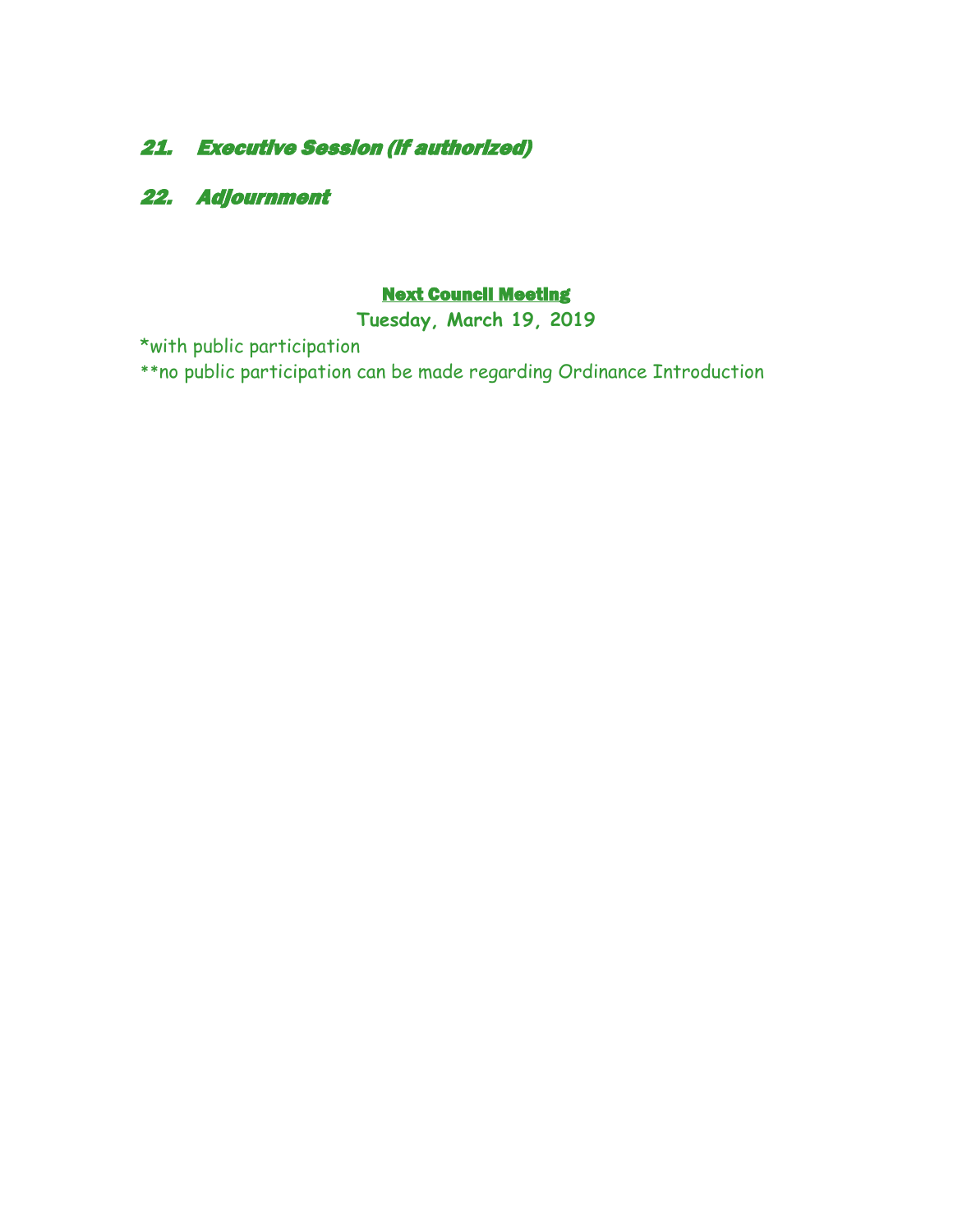***21. Executive Session (if authorized)***

***22. Adjournment***

**<u>Next Council Meeting</u>**

**Tuesday, March 19, 2019**

*with public participation

**no public participation can be made regarding Ordinance Introduction